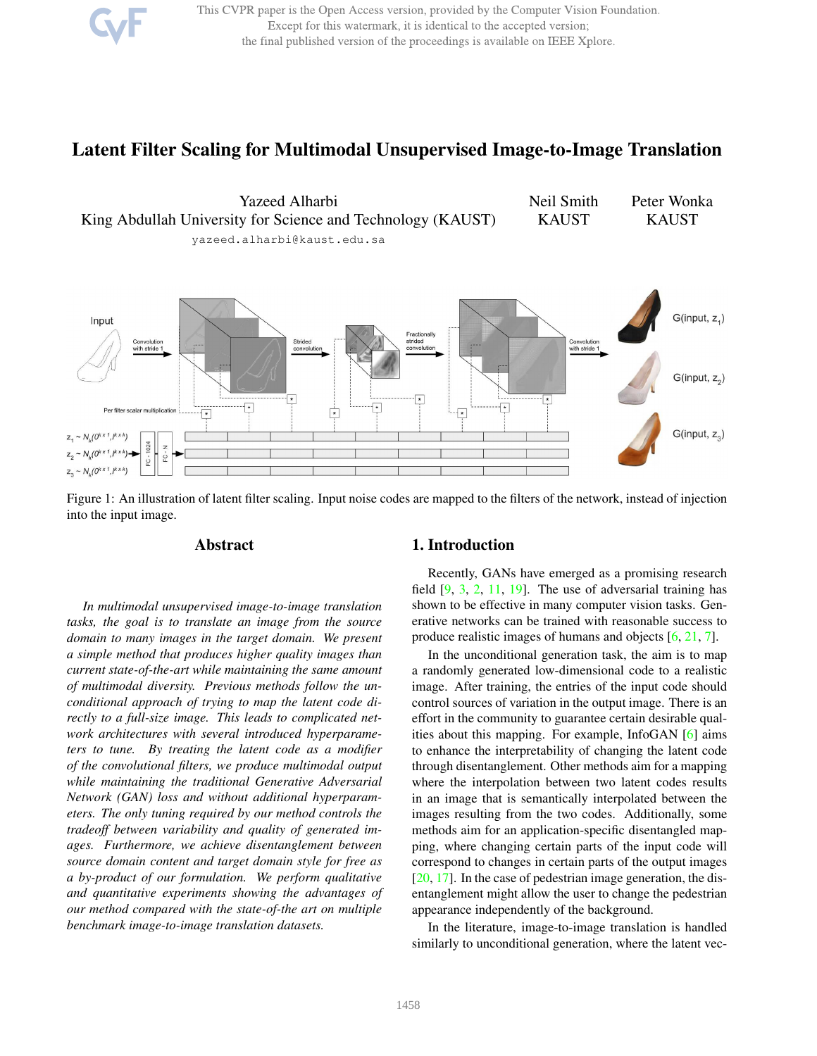# Latent Filter Scaling for Multimodal Unsupervised Image-to-Image Translation

Yazeed Alharbi
King Abdullah University for Science and Technology (KAUST)
yazeed.alharbi@kaust.edu.sa

Neil Smith
KAUST

Peter Wonka
KAUST

Figure 1: An illustration of latent filter scaling. Input noise codes are mapped to the filters of the network, instead of injection into the input image.

## Abstract

*In multimodal unsupervised image-to-image translation tasks, the goal is to translate an image from the source domain to many images in the target domain. We present a simple method that produces higher quality images than current state-of-the-art while maintaining the same amount of multimodal diversity. Previous methods follow the unconditional approach of trying to map the latent code directly to a full-size image. This leads to complicated network architectures with several introduced hyperparameters to tune. By treating the latent code as a modifier of the convolutional filters, we produce multimodal output while maintaining the traditional Generative Adversarial Network (GAN) loss and without additional hyperparameters. The only tuning required by our method controls the tradeoff between variability and quality of generated images. Furthermore, we achieve disentanglement between source domain content and target domain style for free as a by-product of our formulation. We perform qualitative and quantitative experiments showing the advantages of our method compared with the state-of-the art on multiple benchmark image-to-image translation datasets.*

## 1. Introduction

Recently, GANs have emerged as a promising research field [9, 3, 2, 11, 19]. The use of adversarial training has shown to be effective in many computer vision tasks. Generative networks can be trained with reasonable success to produce realistic images of humans and objects [6, 21, 7].

In the unconditional generation task, the aim is to map a randomly generated low-dimensional code to a realistic image. After training, the entries of the input code should control sources of variation in the output image. There is an effort in the community to guarantee certain desirable qualities about this mapping. For example, InfoGAN [6] aims to enhance the interpretability of changing the latent code through disentanglement. Other methods aim for a mapping where the interpolation between two latent codes results in an image that is semantically interpolated between the images resulting from the two codes. Additionally, some methods aim for an application-specific disentangled mapping, where changing certain parts of the input code will correspond to changes in certain parts of the output images [20, 17]. In the case of pedestrian image generation, the disentanglement might allow the user to change the pedestrian appearance independently of the background.

In the literature, image-to-image translation is handled similarly to unconditional generation, where the latent vec-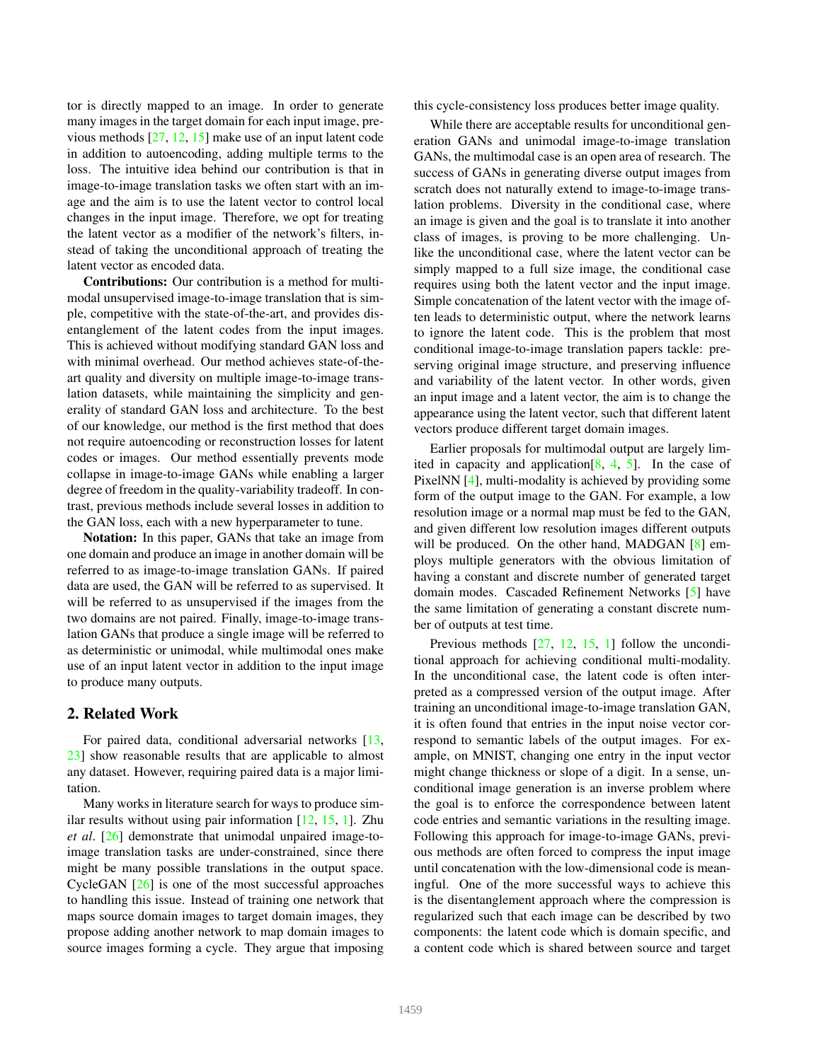tor is directly mapped to an image. In order to generate many images in the target domain for each input image, previous methods [27, 12, 15] make use of an input latent code in addition to autoencoding, adding multiple terms to the loss. The intuitive idea behind our contribution is that in image-to-image translation tasks we often start with an image and the aim is to use the latent vector to control local changes in the input image. Therefore, we opt for treating the latent vector as a modifier of the network's filters, instead of taking the unconditional approach of treating the latent vector as encoded data.

**Contributions:** Our contribution is a method for multimodal unsupervised image-to-image translation that is simple, competitive with the state-of-the-art, and provides disentanglement of the latent codes from the input images. This is achieved without modifying standard GAN loss and with minimal overhead. Our method achieves state-of-the-art quality and diversity on multiple image-to-image translation datasets, while maintaining the simplicity and generality of standard GAN loss and architecture. To the best of our knowledge, our method is the first method that does not require autoencoding or reconstruction losses for latent codes or images. Our method essentially prevents mode collapse in image-to-image GANs while enabling a larger degree of freedom in the quality-variability tradeoff. In contrast, previous methods include several losses in addition to the GAN loss, each with a new hyperparameter to tune.

**Notation:** In this paper, GANs that take an image from one domain and produce an image in another domain will be referred to as image-to-image translation GANs. If paired data are used, the GAN will be referred to as supervised. It will be referred to as unsupervised if the images from the two domains are not paired. Finally, image-to-image translation GANs that produce a single image will be referred to as deterministic or unimodal, while multimodal ones make use of an input latent vector in addition to the input image to produce many outputs.

## 2. Related Work

For paired data, conditional adversarial networks [13, 23] show reasonable results that are applicable to almost any dataset. However, requiring paired data is a major limitation.

Many works in literature search for ways to produce similar results without using pair information [12, 15, 1]. Zhu *et al*. [26] demonstrate that unimodal unpaired image-to-image translation tasks are under-constrained, since there might be many possible translations in the output space. CycleGAN [26] is one of the most successful approaches to handling this issue. Instead of training one network that maps source domain images to target domain images, they propose adding another network to map domain images to source images forming a cycle. They argue that imposing this cycle-consistency loss produces better image quality.

While there are acceptable results for unconditional generation GANs and unimodal image-to-image translation GANs, the multimodal case is an open area of research. The success of GANs in generating diverse output images from scratch does not naturally extend to image-to-image translation problems. Diversity in the conditional case, where an image is given and the goal is to translate it into another class of images, is proving to be more challenging. Unlike the unconditional case, where the latent vector can be simply mapped to a full size image, the conditional case requires using both the latent vector and the input image. Simple concatenation of the latent vector with the image often leads to deterministic output, where the network learns to ignore the latent code. This is the problem that most conditional image-to-image translation papers tackle: preserving original image structure, and preserving influence and variability of the latent vector. In other words, given an input image and a latent vector, the aim is to change the appearance using the latent vector, such that different latent vectors produce different target domain images.

Earlier proposals for multimodal output are largely limited in capacity and application[8, 4, 5]. In the case of PixelNN [4], multi-modality is achieved by providing some form of the output image to the GAN. For example, a low resolution image or a normal map must be fed to the GAN, and given different low resolution images different outputs will be produced. On the other hand, MADGAN [8] employs multiple generators with the obvious limitation of having a constant and discrete number of generated target domain modes. Cascaded Refinement Networks [5] have the same limitation of generating a constant discrete number of outputs at test time.

Previous methods [27, 12, 15, 1] follow the unconditional approach for achieving conditional multi-modality. In the unconditional case, the latent code is often interpreted as a compressed version of the output image. After training an unconditional image-to-image translation GAN, it is often found that entries in the input noise vector correspond to semantic labels of the output images. For example, on MNIST, changing one entry in the input vector might change thickness or slope of a digit. In a sense, unconditional image generation is an inverse problem where the goal is to enforce the correspondence between latent code entries and semantic variations in the resulting image. Following this approach for image-to-image GANs, previous methods are often forced to compress the input image until concatenation with the low-dimensional code is meaningful. One of the more successful ways to achieve this is the disentanglement approach where the compression is regularized such that each image can be described by two components: the latent code which is domain specific, and a content code which is shared between source and target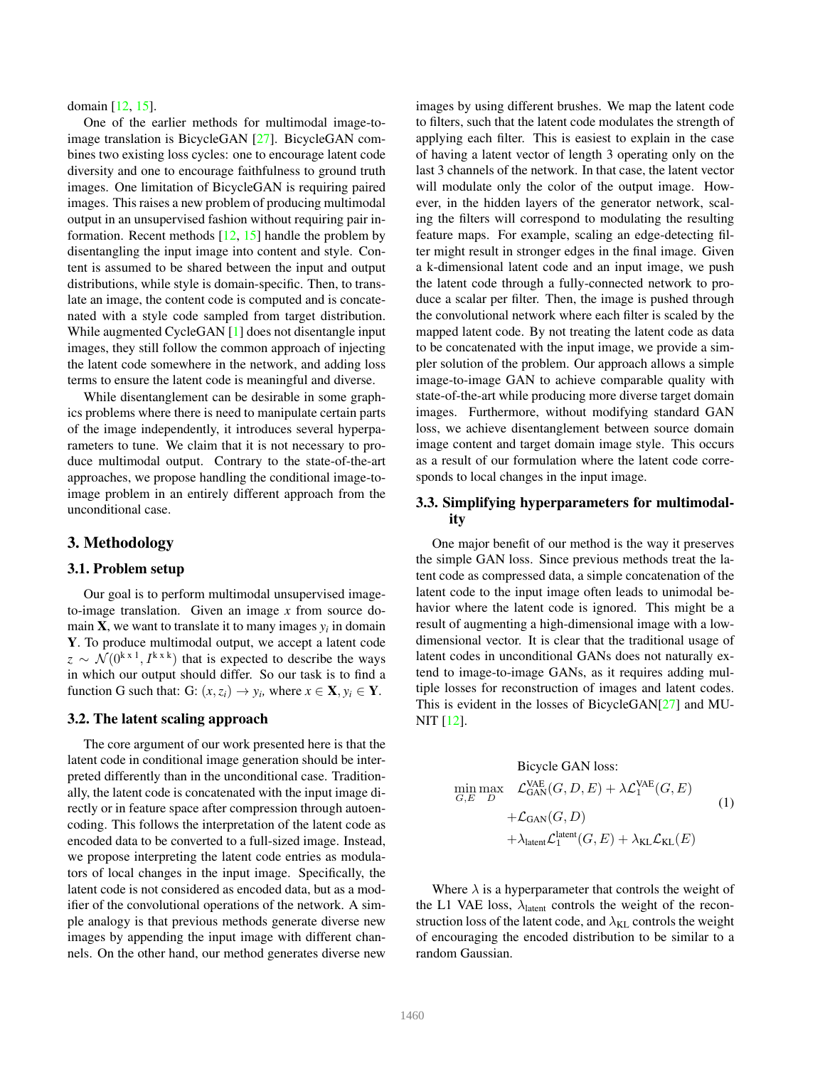domain [12, 15].

One of the earlier methods for multimodal image-to-image translation is BicycleGAN [27]. BicycleGAN combines two existing loss cycles: one to encourage latent code diversity and one to encourage faithfulness to ground truth images. One limitation of BicycleGAN is requiring paired images. This raises a new problem of producing multimodal output in an unsupervised fashion without requiring pair information. Recent methods [12, 15] handle the problem by disentangling the input image into content and style. Content is assumed to be shared between the input and output distributions, while style is domain-specific. Then, to translate an image, the content code is computed and is concatenated with a style code sampled from target distribution. While augmented CycleGAN [1] does not disentangle input images, they still follow the common approach of injecting the latent code somewhere in the network, and adding loss terms to ensure the latent code is meaningful and diverse.

While disentanglement can be desirable in some graphics problems where there is need to manipulate certain parts of the image independently, it introduces several hyperparameters to tune. We claim that it is not necessary to produce multimodal output. Contrary to the state-of-the-art approaches, we propose handling the conditional image-to-image problem in an entirely different approach from the unconditional case.

## 3. Methodology

### 3.1. Problem setup

Our goal is to perform multimodal unsupervised image-to-image translation. Given an image $x$ from source domain $\mathbf{X}$, we want to translate it to many images $y_i$ in domain $\mathbf{Y}$. To produce multimodal output, we accept a latent code $z \sim \mathcal{N}(0^{\mathrm{k \times 1}}, I^{\mathrm{k \times k}})$ that is expected to describe the ways in which our output should differ. So our task is to find a function G such that: G: $(x, z_i) \rightarrow y_i$, where $x \in \mathbf{X}, y_i \in \mathbf{Y}$.

### 3.2. The latent scaling approach

The core argument of our work presented here is that the latent code in conditional image generation should be interpreted differently than in the unconditional case. Traditionally, the latent code is concatenated with the input image directly or in feature space after compression through autoencoding. This follows the interpretation of the latent code as encoded data to be converted to a full-sized image. Instead, we propose interpreting the latent code entries as modulators of local changes in the input image. Specifically, the latent code is not considered as encoded data, but as a modifier of the convolutional operations of the network. A simple analogy is that previous methods generate diverse new images by appending the input image with different channels. On the other hand, our method generates diverse new images by using different brushes. We map the latent code to filters, such that the latent code modulates the strength of applying each filter. This is easiest to explain in the case of having a latent vector of length 3 operating only on the last 3 channels of the network. In that case, the latent vector will modulate only the color of the output image. However, in the hidden layers of the generator network, scaling the filters will correspond to modulating the resulting feature maps. For example, scaling an edge-detecting filter might result in stronger edges in the final image. Given a k-dimensional latent code and an input image, we push the latent code through a fully-connected network to produce a scalar per filter. Then, the image is pushed through the convolutional network where each filter is scaled by the mapped latent code. By not treating the latent code as data to be concatenated with the input image, we provide a simpler solution of the problem. Our approach allows a simple image-to-image GAN to achieve comparable quality with state-of-the-art while producing more diverse target domain images. Furthermore, without modifying standard GAN loss, we achieve disentanglement between source domain image content and target domain image style. This occurs as a result of our formulation where the latent code corresponds to local changes in the input image.

### 3.3. Simplifying hyperparameters for multimodality

One major benefit of our method is the way it preserves the simple GAN loss. Since previous methods treat the latent code as compressed data, a simple concatenation of the latent code to the input image often leads to unimodal behavior where the latent code is ignored. This might be a result of augmenting a high-dimensional image with a low-dimensional vector. It is clear that the traditional usage of latent codes in unconditional GANs does not naturally extend to image-to-image GANs, as it requires adding multiple losses for reconstruction of images and latent codes. This is evident in the losses of BicycleGAN[27] and MUNIT [12].

$$
\begin{aligned}
&\text{Bicycle GAN loss:} \\
\min_{G,E} \max_{D} \quad &\mathcal{L}_{\text{GAN}}^{\text{VAE}}(G, D, E) + \lambda \mathcal{L}_{1}^{\text{VAE}}(G, E) \\
&+ \mathcal{L}_{\text{GAN}}(G, D) \\
&+ \lambda_{\text{latent}} \mathcal{L}_{1}^{\text{latent}}(G, E) + \lambda_{\text{KL}} \mathcal{L}_{\text{KL}}(E)
\end{aligned}
\tag{1}
$$

Where $\lambda$ is a hyperparameter that controls the weight of the L1 VAE loss, $\lambda_{\text{latent}}$ controls the weight of the reconstruction loss of the latent code, and $\lambda_{\text{KL}}$ controls the weight of encouraging the encoded distribution to be similar to a random Gaussian.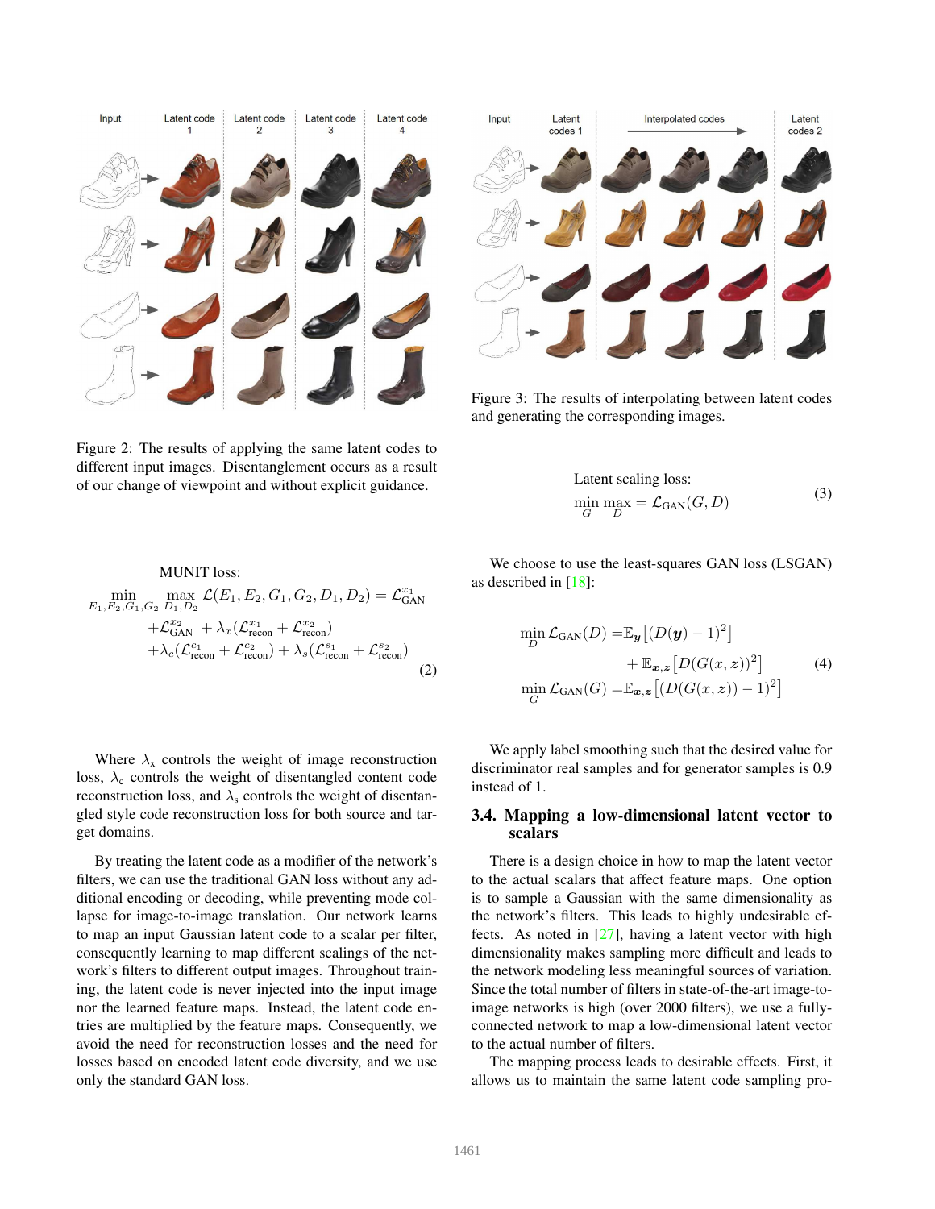Figure 2: The results of applying the same latent codes to different input images. Disentanglement occurs as a result of our change of viewpoint and without explicit guidance.

Figure 3: The results of interpolating between latent codes and generating the corresponding images.

MUNIT loss:

$$\min_{E_1,E_2,G_1,G_2} \max_{D_1,D_2} \mathcal{L}(E_1,E_2,G_1,G_2,D_1,D_2) = \mathcal{L}_{\text{GAN}}^{x_1} + \mathcal{L}_{\text{GAN}}^{x_2} + \lambda_x(\mathcal{L}_{\text{recon}}^{x_1} + \mathcal{L}_{\text{recon}}^{x_2}) + \lambda_c(\mathcal{L}_{\text{recon}}^{c_1} + \mathcal{L}_{\text{recon}}^{c_2}) + \lambda_s(\mathcal{L}_{\text{recon}}^{s_1} + \mathcal{L}_{\text{recon}}^{s_2}) \tag{2}$$

Where $\lambda_x$ controls the weight of image reconstruction loss, $\lambda_c$ controls the weight of disentangled content code reconstruction loss, and $\lambda_s$ controls the weight of disentangled style code reconstruction loss for both source and target domains.

By treating the latent code as a modifier of the network's filters, we can use the traditional GAN loss without any additional encoding or decoding, while preventing mode collapse for image-to-image translation. Our network learns to map an input Gaussian latent code to a scalar per filter, consequently learning to map different scalings of the network's filters to different output images. Throughout training, the latent code is never injected into the input image nor the learned feature maps. Instead, the latent code entries are multiplied by the feature maps. Consequently, we avoid the need for reconstruction losses and the need for losses based on encoded latent code diversity, and we use only the standard GAN loss.

Latent scaling loss:

$$\min_{G} \max_{D} = \mathcal{L}_{\text{GAN}}(G,D) \tag{3}$$

We choose to use the least-squares GAN loss (LSGAN) as described in [18]:

$$\begin{aligned} \min_{D} \mathcal{L}_{\text{GAN}}(D) &= \mathbb{E}_{\boldsymbol{y}}\left[(D(\boldsymbol{y})-1)^2\right] \\ &\quad + \mathbb{E}_{\boldsymbol{x},\boldsymbol{z}}\left[D(G(x,\boldsymbol{z}))^2\right] \\ \min_{G} \mathcal{L}_{\text{GAN}}(G) &= \mathbb{E}_{\boldsymbol{x},\boldsymbol{z}}\left[(D(G(x,\boldsymbol{z}))-1)^2\right] \end{aligned} \tag{4}$$

We apply label smoothing such that the desired value for discriminator real samples and for generator samples is 0.9 instead of 1.

### 3.4. Mapping a low-dimensional latent vector to scalars

There is a design choice in how to map the latent vector to the actual scalars that affect feature maps. One option is to sample a Gaussian with the same dimensionality as the network's filters. This leads to highly undesirable effects. As noted in [27], having a latent vector with high dimensionality makes sampling more difficult and leads to the network modeling less meaningful sources of variation. Since the total number of filters in state-of-the-art image-to-image networks is high (over 2000 filters), we use a fully-connected network to map a low-dimensional latent vector to the actual number of filters.

The mapping process leads to desirable effects. First, it allows us to maintain the same latent code sampling pro-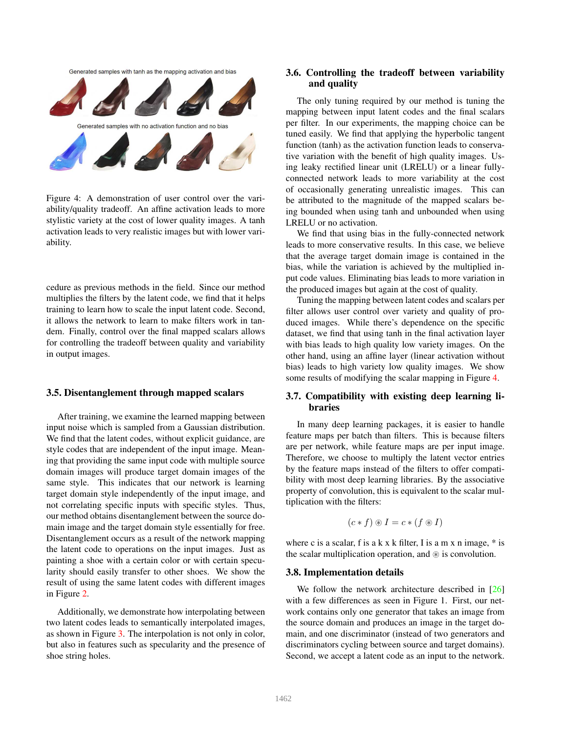Generated samples with tanh as the mapping activation and bias

Generated samples with no activation function and no bias

Figure 4: A demonstration of user control over the variability/quality tradeoff. An affine activation leads to more stylistic variety at the cost of lower quality images. A tanh activation leads to very realistic images but with lower variability.

cedure as previous methods in the field. Since our method multiplies the filters by the latent code, we find that it helps training to learn how to scale the input latent code. Second, it allows the network to learn to make filters work in tandem. Finally, control over the final mapped scalars allows for controlling the tradeoff between quality and variability in output images.

### 3.5. Disentanglement through mapped scalars

After training, we examine the learned mapping between input noise which is sampled from a Gaussian distribution. We find that the latent codes, without explicit guidance, are style codes that are independent of the input image. Meaning that providing the same input code with multiple source domain images will produce target domain images of the same style. This indicates that our network is learning target domain style independently of the input image, and not correlating specific inputs with specific styles. Thus, our method obtains disentanglement between the source domain image and the target domain style essentially for free. Disentanglement occurs as a result of the network mapping the latent code to operations on the input images. Just as painting a shoe with a certain color or with certain specularity should easily transfer to other shoes. We show the result of using the same latent codes with different images in Figure 2.

Additionally, we demonstrate how interpolating between two latent codes leads to semantically interpolated images, as shown in Figure 3. The interpolation is not only in color, but also in features such as specularity and the presence of shoe string holes.

### 3.6. Controlling the tradeoff between variability and quality

The only tuning required by our method is tuning the mapping between input latent codes and the final scalars per filter. In our experiments, the mapping choice can be tuned easily. We find that applying the hyperbolic tangent function (tanh) as the activation function leads to conservative variation with the benefit of high quality images. Using leaky rectified linear unit (LRELU) or a linear fully-connected network leads to more variability at the cost of occasionally generating unrealistic images. This can be attributed to the magnitude of the mapped scalars being bounded when using tanh and unbounded when using LRELU or no activation.

We find that using bias in the fully-connected network leads to more conservative results. In this case, we believe that the average target domain image is contained in the bias, while the variation is achieved by the multiplied input code values. Eliminating bias leads to more variation in the produced images but again at the cost of quality.

Tuning the mapping between latent codes and scalars per filter allows user control over variety and quality of produced images. While there's dependence on the specific dataset, we find that using tanh in the final activation layer with bias leads to high quality low variety images. On the other hand, using an affine layer (linear activation without bias) leads to high variety low quality images. We show some results of modifying the scalar mapping in Figure 4.

### 3.7. Compatibility with existing deep learning libraries

In many deep learning packages, it is easier to handle feature maps per batch than filters. This is because filters are per network, while feature maps are per input image. Therefore, we choose to multiply the latent vector entries by the feature maps instead of the filters to offer compatibility with most deep learning libraries. By the associative property of convolution, this is equivalent to the scalar multiplication with the filters:

$$(c * f) \circledast I = c * (f \circledast I)$$

where c is a scalar, f is a k x k filter, I is a m x n image, * is the scalar multiplication operation, and $\circledast$ is convolution.

### 3.8. Implementation details

We follow the network architecture described in [26] with a few differences as seen in Figure 1. First, our network contains only one generator that takes an image from the source domain and produces an image in the target domain, and one discriminator (instead of two generators and discriminators cycling between source and target domains). Second, we accept a latent code as an input to the network.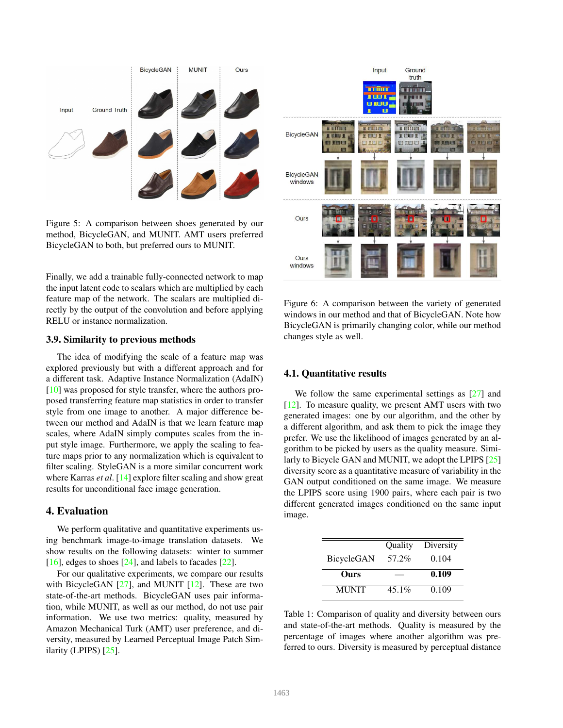Figure 5: A comparison between shoes generated by our method, BicycleGAN, and MUNIT. AMT users preferred BicycleGAN to both, but preferred ours to MUNIT.

Finally, we add a trainable fully-connected network to map the input latent code to scalars which are multiplied by each feature map of the network. The scalars are multiplied directly by the output of the convolution and before applying RELU or instance normalization.

### 3.9. Similarity to previous methods

The idea of modifying the scale of a feature map was explored previously but with a different approach and for a different task. Adaptive Instance Normalization (AdaIN) [10] was proposed for style transfer, where the authors proposed transferring feature map statistics in order to transfer style from one image to another. A major difference between our method and AdaIN is that we learn feature map scales, where AdaIN simply computes scales from the input style image. Furthermore, we apply the scaling to feature maps prior to any normalization which is equivalent to filter scaling. StyleGAN is a more similar concurrent work where Karras *et al*. [14] explore filter scaling and show great results for unconditional face image generation.

## 4. Evaluation

We perform qualitative and quantitative experiments using benchmark image-to-image translation datasets. We show results on the following datasets: winter to summer [16], edges to shoes [24], and labels to facades [22].

For our qualitative experiments, we compare our results with BicycleGAN [27], and MUNIT [12]. These are two state-of-the-art methods. BicycleGAN uses pair information, while MUNIT, as well as our method, do not use pair information. We use two metrics: quality, measured by Amazon Mechanical Turk (AMT) user preference, and diversity, measured by Learned Perceptual Image Patch Similarity (LPIPS) [25].

Figure 6: A comparison between the variety of generated windows in our method and that of BicycleGAN. Note how BicycleGAN is primarily changing color, while our method changes style as well.

### 4.1. Quantitative results

We follow the same experimental settings as [27] and [12]. To measure quality, we present AMT users with two generated images: one by our algorithm, and the other by a different algorithm, and ask them to pick the image they prefer. We use the likelihood of images generated by an algorithm to be picked by users as the quality measure. Similarly to Bicycle GAN and MUNIT, we adopt the LPIPS [25] diversity score as a quantitative measure of variability in the GAN output conditioned on the same image. We measure the LPIPS score using 1900 pairs, where each pair is two different generated images conditioned on the same input image.

| | Quality | Diversity |
|---|---|---|
| BicycleGAN | 57.2% | 0.104 |
| **Ours** | — | **0.109** |
| MUNIT | 45.1% | 0.109 |

Table 1: Comparison of quality and diversity between ours and state-of-the-art methods. Quality is measured by the percentage of images where another algorithm was preferred to ours. Diversity is measured by perceptual distance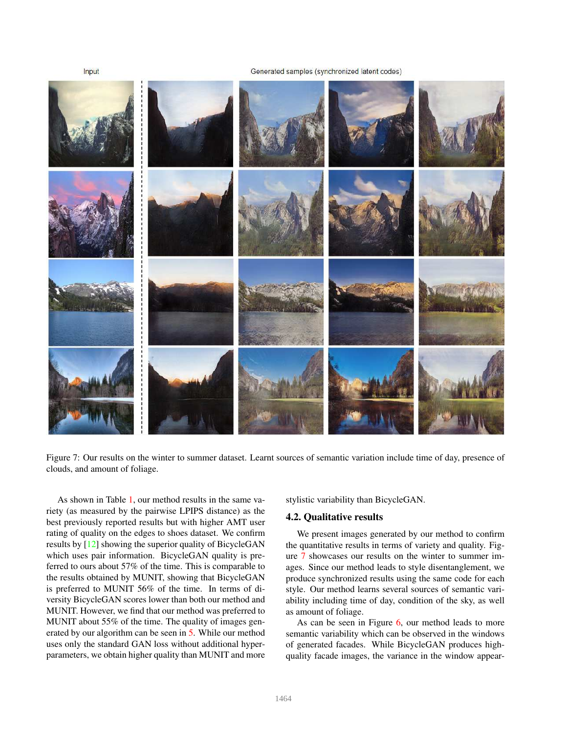Input

Generated samples (synchronized latent codes)

Figure 7: Our results on the winter to summer dataset. Learnt sources of semantic variation include time of day, presence of clouds, and amount of foliage.

As shown in Table 1, our method results in the same variety (as measured by the pairwise LPIPS distance) as the best previously reported results but with higher AMT user rating of quality on the edges to shoes dataset. We confirm results by [12] showing the superior quality of BicycleGAN which uses pair information. BicycleGAN quality is preferred to ours about 57% of the time. This is comparable to the results obtained by MUNIT, showing that BicycleGAN is preferred to MUNIT 56% of the time. In terms of diversity BicycleGAN scores lower than both our method and MUNIT. However, we find that our method was preferred to MUNIT about 55% of the time. The quality of images generated by our algorithm can be seen in 5. While our method uses only the standard GAN loss without additional hyperparameters, we obtain higher quality than MUNIT and more stylistic variability than BicycleGAN.

## 4.2. Qualitative results

We present images generated by our method to confirm the quantitative results in terms of variety and quality. Figure 7 showcases our results on the winter to summer images. Since our method leads to style disentanglement, we produce synchronized results using the same code for each style. Our method learns several sources of semantic variability including time of day, condition of the sky, as well as amount of foliage.

As can be seen in Figure 6, our method leads to more semantic variability which can be observed in the windows of generated facades. While BicycleGAN produces high-quality facade images, the variance in the window appear-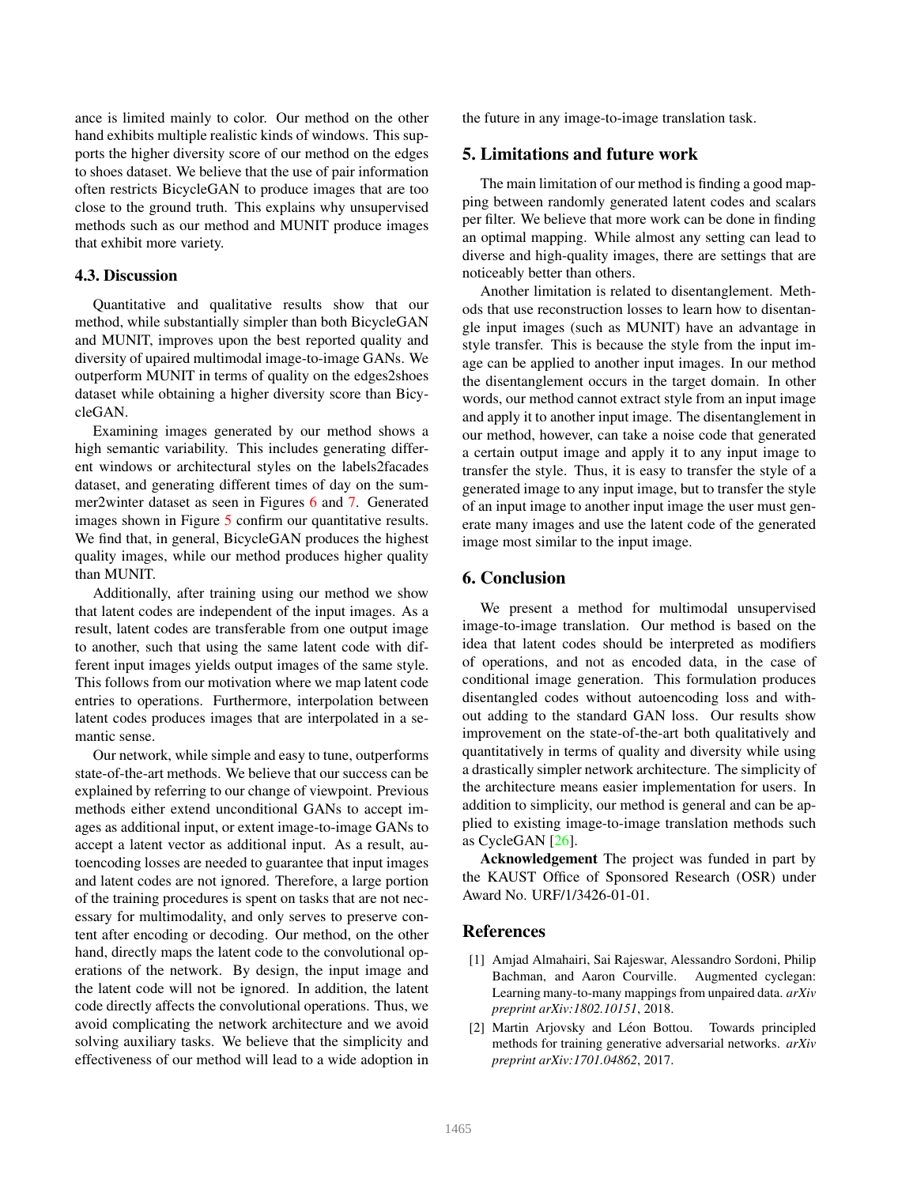ance is limited mainly to color. Our method on the other hand exhibits multiple realistic kinds of windows. This supports the higher diversity score of our method on the edges to shoes dataset. We believe that the use of pair information often restricts BicycleGAN to produce images that are too close to the ground truth. This explains why unsupervised methods such as our method and MUNIT produce images that exhibit more variety.

### 4.3. Discussion

Quantitative and qualitative results show that our method, while substantially simpler than both BicycleGAN and MUNIT, improves upon the best reported quality and diversity of upaired multimodal image-to-image GANs. We outperform MUNIT in terms of quality on the edges2shoes dataset while obtaining a higher diversity score than BicycleGAN.

Examining images generated by our method shows a high semantic variability. This includes generating different windows or architectural styles on the labels2facades dataset, and generating different times of day on the summer2winter dataset as seen in Figures 6 and 7. Generated images shown in Figure 5 confirm our quantitative results. We find that, in general, BicycleGAN produces the highest quality images, while our method produces higher quality than MUNIT.

Additionally, after training using our method we show that latent codes are independent of the input images. As a result, latent codes are transferable from one output image to another, such that using the same latent code with different input images yields output images of the same style. This follows from our motivation where we map latent code entries to operations. Furthermore, interpolation between latent codes produces images that are interpolated in a semantic sense.

Our network, while simple and easy to tune, outperforms state-of-the-art methods. We believe that our success can be explained by referring to our change of viewpoint. Previous methods either extend unconditional GANs to accept images as additional input, or extent image-to-image GANs to accept a latent vector as additional input. As a result, autoencoding losses are needed to guarantee that input images and latent codes are not ignored. Therefore, a large portion of the training procedures is spent on tasks that are not necessary for multimodality, and only serves to preserve content after encoding or decoding. Our method, on the other hand, directly maps the latent code to the convolutional operations of the network. By design, the input image and the latent code will not be ignored. In addition, the latent code directly affects the convolutional operations. Thus, we avoid complicating the network architecture and we avoid solving auxiliary tasks. We believe that the simplicity and effectiveness of our method will lead to a wide adoption in the future in any image-to-image translation task.

## 5. Limitations and future work

The main limitation of our method is finding a good mapping between randomly generated latent codes and scalars per filter. We believe that more work can be done in finding an optimal mapping. While almost any setting can lead to diverse and high-quality images, there are settings that are noticeably better than others.

Another limitation is related to disentanglement. Methods that use reconstruction losses to learn how to disentangle input images (such as MUNIT) have an advantage in style transfer. This is because the style from the input image can be applied to another input images. In our method the disentanglement occurs in the target domain. In other words, our method cannot extract style from an input image and apply it to another input image. The disentanglement in our method, however, can take a noise code that generated a certain output image and apply it to any input image to transfer the style. Thus, it is easy to transfer the style of a generated image to any input image, but to transfer the style of an input image to another input image the user must generate many images and use the latent code of the generated image most similar to the input image.

## 6. Conclusion

We present a method for multimodal unsupervised image-to-image translation. Our method is based on the idea that latent codes should be interpreted as modifiers of operations, and not as encoded data, in the case of conditional image generation. This formulation produces disentangled codes without autoencoding loss and without adding to the standard GAN loss. Our results show improvement on the state-of-the-art both qualitatively and quantitatively in terms of quality and diversity while using a drastically simpler network architecture. The simplicity of the architecture means easier implementation for users. In addition to simplicity, our method is general and can be applied to existing image-to-image translation methods such as CycleGAN [26].

**Acknowledgement** The project was funded in part by the KAUST Office of Sponsored Research (OSR) under Award No. URF/1/3426-01-01.

## References

[1] Amjad Almahairi, Sai Rajeswar, Alessandro Sordoni, Philip Bachman, and Aaron Courville. Augmented cyclegan: Learning many-to-many mappings from unpaired data. *arXiv preprint arXiv:1802.10151*, 2018.

[2] Martin Arjovsky and Léon Bottou. Towards principled methods for training generative adversarial networks. *arXiv preprint arXiv:1701.04862*, 2017.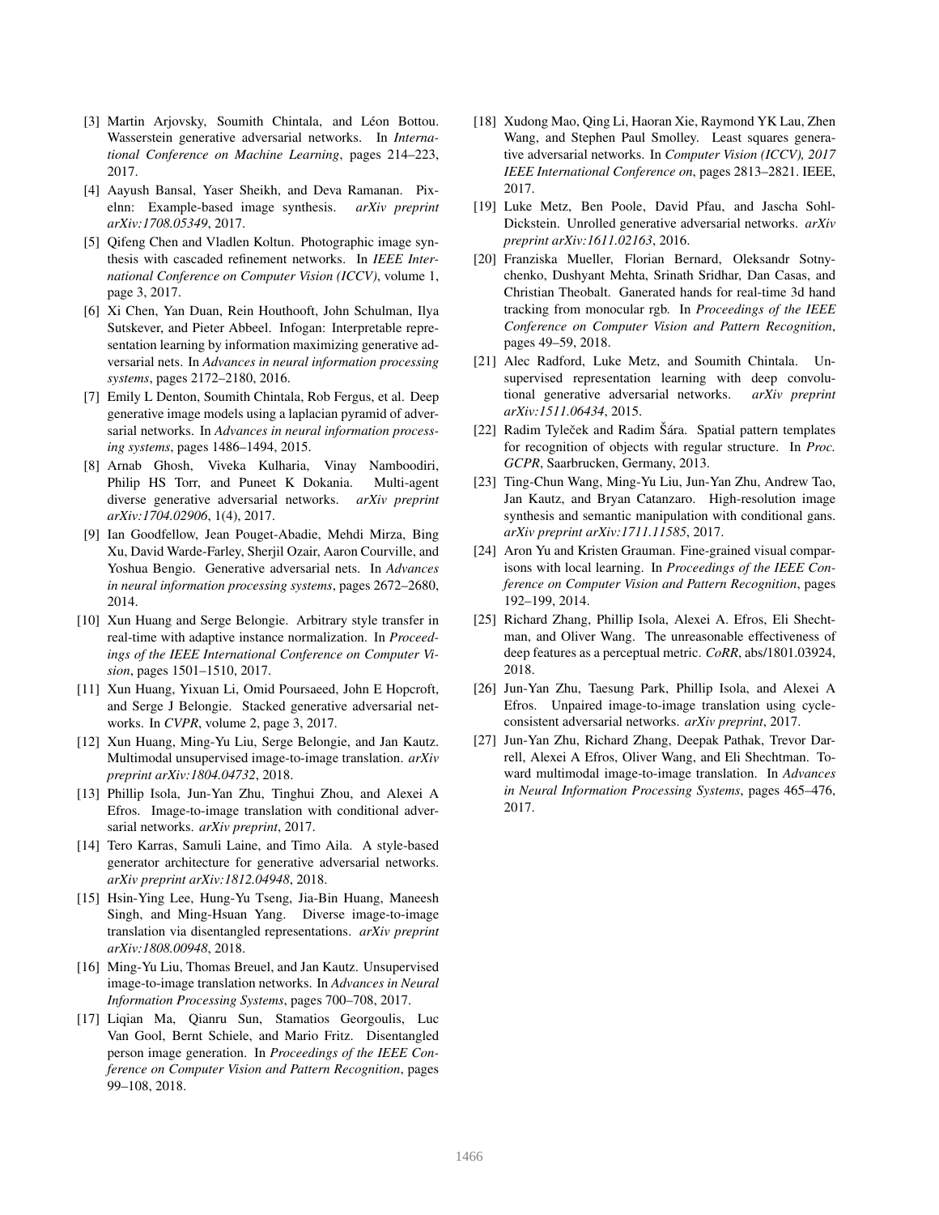[3] Martin Arjovsky, Soumith Chintala, and Léon Bottou. Wasserstein generative adversarial networks. In *International Conference on Machine Learning*, pages 214–223, 2017.

[4] Aayush Bansal, Yaser Sheikh, and Deva Ramanan. Pixelnn: Example-based image synthesis. *arXiv preprint arXiv:1708.05349*, 2017.

[5] Qifeng Chen and Vladlen Koltun. Photographic image synthesis with cascaded refinement networks. In *IEEE International Conference on Computer Vision (ICCV)*, volume 1, page 3, 2017.

[6] Xi Chen, Yan Duan, Rein Houthooft, John Schulman, Ilya Sutskever, and Pieter Abbeel. Infogan: Interpretable representation learning by information maximizing generative adversarial nets. In *Advances in neural information processing systems*, pages 2172–2180, 2016.

[7] Emily L Denton, Soumith Chintala, Rob Fergus, et al. Deep generative image models using a laplacian pyramid of adversarial networks. In *Advances in neural information processing systems*, pages 1486–1494, 2015.

[8] Arnab Ghosh, Viveka Kulharia, Vinay Namboodiri, Philip HS Torr, and Puneet K Dokania. Multi-agent diverse generative adversarial networks. *arXiv preprint arXiv:1704.02906*, 1(4), 2017.

[9] Ian Goodfellow, Jean Pouget-Abadie, Mehdi Mirza, Bing Xu, David Warde-Farley, Sherjil Ozair, Aaron Courville, and Yoshua Bengio. Generative adversarial nets. In *Advances in neural information processing systems*, pages 2672–2680, 2014.

[10] Xun Huang and Serge Belongie. Arbitrary style transfer in real-time with adaptive instance normalization. In *Proceedings of the IEEE International Conference on Computer Vision*, pages 1501–1510, 2017.

[11] Xun Huang, Yixuan Li, Omid Poursaeed, John E Hopcroft, and Serge J Belongie. Stacked generative adversarial networks. In *CVPR*, volume 2, page 3, 2017.

[12] Xun Huang, Ming-Yu Liu, Serge Belongie, and Jan Kautz. Multimodal unsupervised image-to-image translation. *arXiv preprint arXiv:1804.04732*, 2018.

[13] Phillip Isola, Jun-Yan Zhu, Tinghui Zhou, and Alexei A Efros. Image-to-image translation with conditional adversarial networks. *arXiv preprint*, 2017.

[14] Tero Karras, Samuli Laine, and Timo Aila. A style-based generator architecture for generative adversarial networks. *arXiv preprint arXiv:1812.04948*, 2018.

[15] Hsin-Ying Lee, Hung-Yu Tseng, Jia-Bin Huang, Maneesh Singh, and Ming-Hsuan Yang. Diverse image-to-image translation via disentangled representations. *arXiv preprint arXiv:1808.00948*, 2018.

[16] Ming-Yu Liu, Thomas Breuel, and Jan Kautz. Unsupervised image-to-image translation networks. In *Advances in Neural Information Processing Systems*, pages 700–708, 2017.

[17] Liqian Ma, Qianru Sun, Stamatios Georgoulis, Luc Van Gool, Bernt Schiele, and Mario Fritz. Disentangled person image generation. In *Proceedings of the IEEE Conference on Computer Vision and Pattern Recognition*, pages 99–108, 2018.

[18] Xudong Mao, Qing Li, Haoran Xie, Raymond YK Lau, Zhen Wang, and Stephen Paul Smolley. Least squares generative adversarial networks. In *Computer Vision (ICCV), 2017 IEEE International Conference on*, pages 2813–2821. IEEE, 2017.

[19] Luke Metz, Ben Poole, David Pfau, and Jascha Sohl-Dickstein. Unrolled generative adversarial networks. *arXiv preprint arXiv:1611.02163*, 2016.

[20] Franziska Mueller, Florian Bernard, Oleksandr Sotnychenko, Dushyant Mehta, Srinath Sridhar, Dan Casas, and Christian Theobalt. Ganerated hands for real-time 3d hand tracking from monocular rgb. In *Proceedings of the IEEE Conference on Computer Vision and Pattern Recognition*, pages 49–59, 2018.

[21] Alec Radford, Luke Metz, and Soumith Chintala. Unsupervised representation learning with deep convolutional generative adversarial networks. *arXiv preprint arXiv:1511.06434*, 2015.

[22] Radim Tyleček and Radim Šára. Spatial pattern templates for recognition of objects with regular structure. In *Proc. GCPR*, Saarbrucken, Germany, 2013.

[23] Ting-Chun Wang, Ming-Yu Liu, Jun-Yan Zhu, Andrew Tao, Jan Kautz, and Bryan Catanzaro. High-resolution image synthesis and semantic manipulation with conditional gans. *arXiv preprint arXiv:1711.11585*, 2017.

[24] Aron Yu and Kristen Grauman. Fine-grained visual comparisons with local learning. In *Proceedings of the IEEE Conference on Computer Vision and Pattern Recognition*, pages 192–199, 2014.

[25] Richard Zhang, Phillip Isola, Alexei A. Efros, Eli Shechtman, and Oliver Wang. The unreasonable effectiveness of deep features as a perceptual metric. *CoRR*, abs/1801.03924, 2018.

[26] Jun-Yan Zhu, Taesung Park, Phillip Isola, and Alexei A Efros. Unpaired image-to-image translation using cycle-consistent adversarial networks. *arXiv preprint*, 2017.

[27] Jun-Yan Zhu, Richard Zhang, Deepak Pathak, Trevor Darrell, Alexei A Efros, Oliver Wang, and Eli Shechtman. Toward multimodal image-to-image translation. In *Advances in Neural Information Processing Systems*, pages 465–476, 2017.